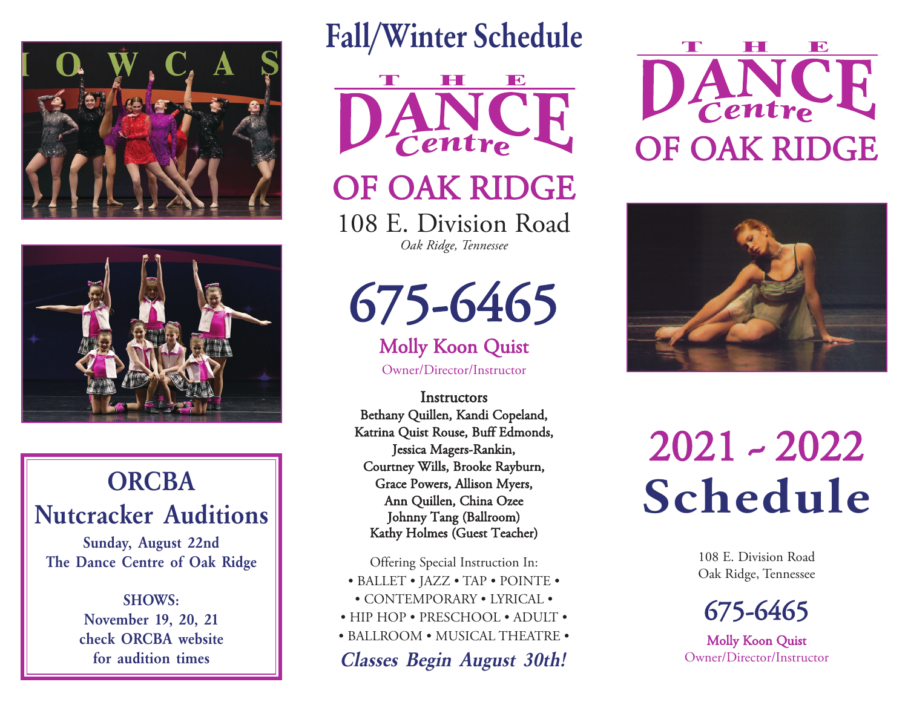## ORCBA Nutcracker Auditions

**Sunday, August 22nd**
**The Dance Centre of Oak Ridge**

**SHOWS:**
**November 19, 20, 21**
**check ORCBA website for audition times**

# Fall/Winter Schedule

# THE DANCE Centre OF OAK RIDGE

108 E. Division Road
*Oak Ridge, Tennessee*

## 675-6465

**Molly Koon Quist**
Owner/Director/Instructor

**Instructors**
**Bethany Quillen, Kandi Copeland, Katrina Quist Rouse, Buff Edmonds, Jessica Magers-Rankin, Courtney Wills, Brooke Rayburn, Grace Powers, Allison Myers, Ann Quillen, China Ozee Johnny Tang (Ballroom) Kathy Holmes (Guest Teacher)**

Offering Special Instruction In:
• BALLET • JAZZ • TAP • POINTE •
• CONTEMPORARY • LYRICAL •
• HIP HOP • PRESCHOOL • ADULT •
• BALLROOM • MUSICAL THEATRE •

***Classes Begin August 30th!***

# THE DANCE Centre OF OAK RIDGE

# 2021 ~ 2022 Schedule

108 E. Division Road
Oak Ridge, Tennessee

## 675-6465

**Molly Koon Quist**
Owner/Director/Instructor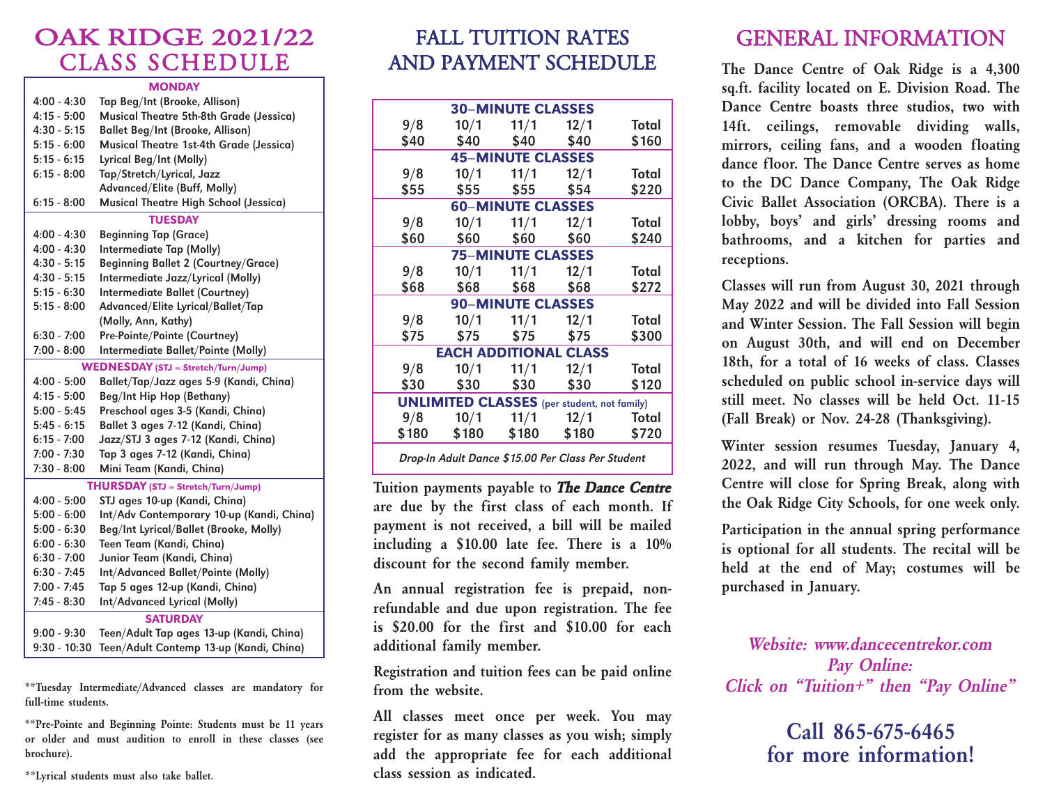# OAK RIDGE 2021/22 CLASS SCHEDULE

| | |
|---|---|
| **MONDAY** | |
| 4:00 - 4:30 | Tap Beg/Int (Brooke, Allison) |
| 4:15 - 5:00 | Musical Theatre 5th-8th Grade (Jessica) |
| 4:30 - 5:15 | Ballet Beg/Int (Brooke, Allison) |
| 5:15 - 6:00 | Musical Theatre 1st-4th Grade (Jessica) |
| 5:15 - 6:15 | Lyrical Beg/Int (Molly) |
| 6:15 - 8:00 | Tap/Stretch/Lyrical, Jazz Advanced/Elite (Buff, Molly) |
| 6:15 - 8:00 | Musical Theatre High School (Jessica) |
| **TUESDAY** | |
| 4:00 - 4:30 | Beginning Tap (Grace) |
| 4:00 - 4:30 | Intermediate Tap (Molly) |
| 4:30 - 5:15 | Beginning Ballet 2 (Courtney/Grace) |
| 4:30 - 5:15 | Intermediate Jazz/Lyrical (Molly) |
| 5:15 - 6:30 | Intermediate Ballet (Courtney) |
| 5:15 - 8:00 | Advanced/Elite Lyrical/Ballet/Tap (Molly, Ann, Kathy) |
| 6:30 - 7:00 | Pre-Pointe/Pointe (Courtney) |
| 7:00 - 8:00 | Intermediate Ballet/Pointe (Molly) |
| **WEDNESDAY** (STJ = Stretch/Turn/Jump) | |
| 4:00 - 5:00 | Ballet/Tap/Jazz ages 5-9 (Kandi, China) |
| 4:15 - 5:00 | Beg/Int Hip Hop (Bethany) |
| 5:00 - 5:45 | Preschool ages 3-5 (Kandi, China) |
| 5:45 - 6:15 | Ballet 3 ages 7-12 (Kandi, China) |
| 6:15 - 7:00 | Jazz/STJ 3 ages 7-12 (Kandi, China) |
| 7:00 - 7:30 | Tap 3 ages 7-12 (Kandi, China) |
| 7:30 - 8:00 | Mini Team (Kandi, China) |
| **THURSDAY** (STJ = Stretch/Turn/Jump) | |
| 4:00 - 5:00 | STJ ages 10-up (Kandi, China) |
| 5:00 - 6:00 | Int/Adv Contemporary 10-up (Kandi, China) |
| 5:00 - 6:30 | Beg/Int Lyrical/Ballet (Brooke, Molly) |
| 6:00 - 6:30 | Teen Team (Kandi, China) |
| 6:30 - 7:00 | Junior Team (Kandi, China) |
| 6:30 - 7:45 | Int/Advanced Ballet/Pointe (Molly) |
| 7:00 - 7:45 | Tap 5 ages 12-up (Kandi, China) |
| 7:45 - 8:30 | Int/Advanced Lyrical (Molly) |
| **SATURDAY** | |
| 9:00 - 9:30 | Teen/Adult Tap ages 13-up (Kandi, China) |
| 9:30 - 10:30 | Teen/Adult Contemp 13-up (Kandi, China) |

**Tuesday Intermediate/Advanced classes are mandatory for full-time students.

**Pre-Pointe and Beginning Pointe: Students must be 11 years or older and must audition to enroll in these classes (see brochure).

**Lyrical students must also take ballet.

# FALL TUITION RATES AND PAYMENT SCHEDULE

| 9/8 | 10/1 | 11/1 | 12/1 | Total |
|---|---|---|---|---|
| **30-MINUTE CLASSES** | | | | |
| $40 | $40 | $40 | $40 | $160 |
| **45-MINUTE CLASSES** | | | | |
| $55 | $55 | $55 | $54 | $220 |
| **60-MINUTE CLASSES** | | | | |
| $60 | $60 | $60 | $60 | $240 |
| **75-MINUTE CLASSES** | | | | |
| $68 | $68 | $68 | $68 | $272 |
| **90-MINUTE CLASSES** | | | | |
| $75 | $75 | $75 | $75 | $300 |
| **EACH ADDITIONAL CLASS** | | | | |
| $30 | $30 | $30 | $30 | $120 |
| **UNLIMITED CLASSES** (per student, not family) | | | | |
| $180 | $180 | $180 | $180 | $720 |

*Drop-In Adult Dance $15.00 Per Class Per Student*

**Tuition payments payable to *The Dance Centre* are due by the first class of each month. If payment is not received, a bill will be mailed including a $10.00 late fee. There is a 10% discount for the second family member.**

**An annual registration fee is prepaid, non-refundable and due upon registration. The fee is $20.00 for the first and $10.00 for each additional family member.**

**Registration and tuition fees can be paid online from the website.**

**All classes meet once per week. You may register for as many classes as you wish; simply add the appropriate fee for each additional class session as indicated.**

# GENERAL INFORMATION

**The Dance Centre of Oak Ridge is a 4,300 sq.ft. facility located on E. Division Road. The Dance Centre boasts three studios, two with 14ft. ceilings, removable dividing walls, mirrors, ceiling fans, and a wooden floating dance floor. The Dance Centre serves as home to the DC Dance Company, The Oak Ridge Civic Ballet Association (ORCBA). There is a lobby, boys' and girls' dressing rooms and bathrooms, and a kitchen for parties and receptions.**

**Classes will run from August 30, 2021 through May 2022 and will be divided into Fall Session and Winter Session. The Fall Session will begin on August 30th, and will end on December 18th, for a total of 16 weeks of class. Classes scheduled on public school in-service days will still meet. No classes will be held Oct. 11-15 (Fall Break) or Nov. 24-28 (Thanksgiving).**

**Winter session resumes Tuesday, January 4, 2022, and will run through May. The Dance Centre will close for Spring Break, along with the Oak Ridge City Schools, for one week only.**

**Participation in the annual spring performance is optional for all students. The recital will be held at the end of May; costumes will be purchased in January.**

***Website: www.dancecentrekor.com***
***Pay Online:***
***Click on "Tuition+" then "Pay Online"***

**Call 865-675-6465 for more information!**